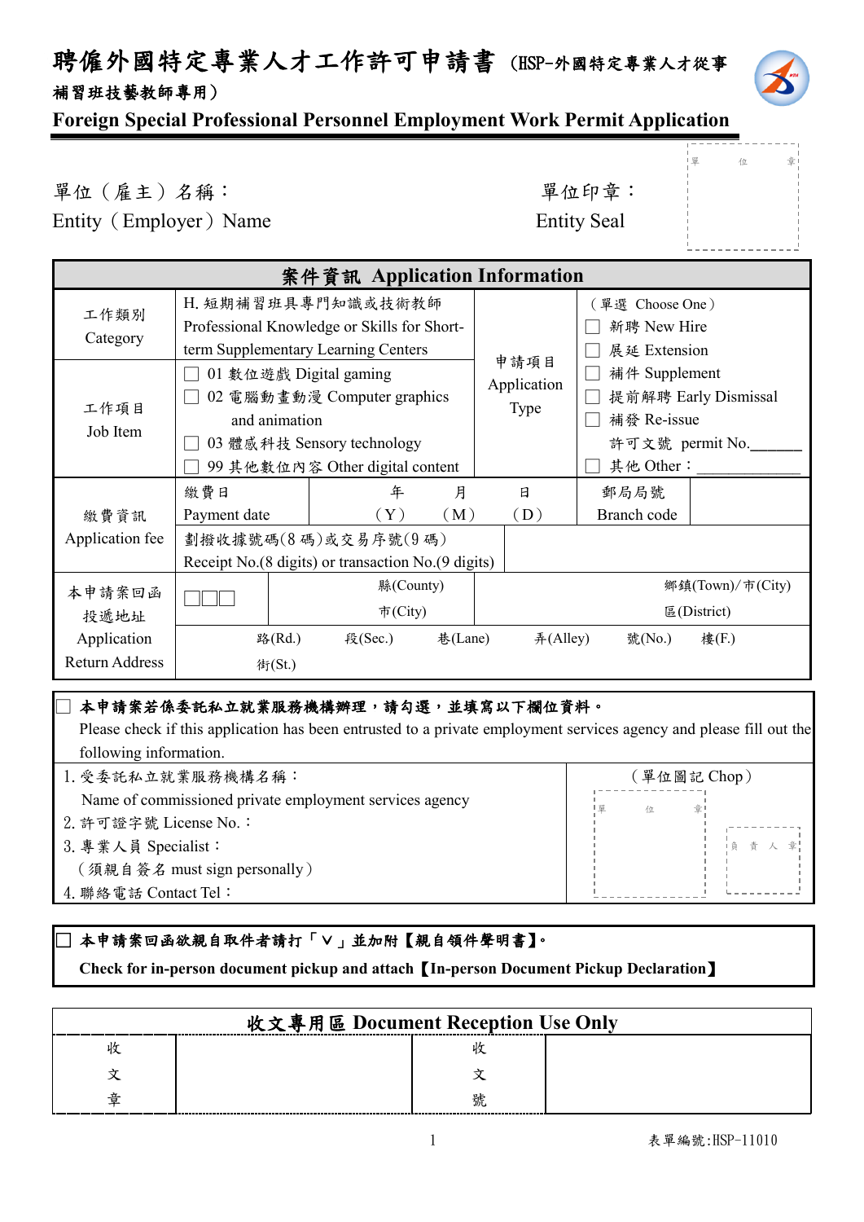# 聘僱外國特定專業人才工作許可申請書（HSP-外國特定專業人才從事補習班技藝教師專用）

## Foreign Special Professional Personnel Employment Work Permit Application

單位（雇主）名稱：
Entity（Employer）Name

單位印章：
Entity Seal

| 案件資訊 Application Information | | | |
|---|---|---|---|
| 工作類別 Category | H. 短期補習班具專門知識或技術教師 Professional Knowledge or Skills for Short-term Supplementary Learning Centers | 申請項目 Application Type | （單選 Choose One）<br>☐ 新聘 New Hire<br>☐ 展延 Extension<br>☐ 補件 Supplement<br>☐ 提前解聘 Early Dismissal<br>☐ 補發 Re-issue 許可文號 permit No.______<br>☐ 其他 Other：____________ |
| 工作項目 Job Item | ☐ 01 數位遊戲 Digital gaming<br>☐ 02 電腦動畫動漫 Computer graphics and animation<br>☐ 03 體感科技 Sensory technology<br>☐ 99 其他數位內容 Other digital content | | |

| 繳費資訊 Application fee | 繳費日 Payment date | 年（Y） 月（M） 日（D） | 郵局局號 Branch code | |
|---|---|---|---|---|
| | 劃撥收據號碼(8 碼)或交易序號(9 碼) Receipt No.(8 digits) or transaction No.(9 digits) | | | |
| 本申請案回函投遞地址 Application Return Address | ☐☐☐ | 縣(County) 市(City) | 鄉鎮(Town)/市(City) 區(District) | |
| | 路(Rd.) 街(St.) 段(Sec.) 巷(Lane) 弄(Alley) 號(No.) 樓(F.) | | | |

☐ **本申請案若係委託私立就業服務機構辦理，請勾選，並填寫以下欄位資料。**
Please check if this application has been entrusted to a private employment services agency and please fill out the following information.

| | |
|---|---|
| 1. 受委託私立就業服務機構名稱：<br>Name of commissioned private employment services agency<br>2. 許可證字號 License No.：<br>3. 專業人員 Specialist：<br>（須親自簽名 must sign personally）<br>4. 聯絡電話 Contact Tel： | （單位圖記 Chop）<br>單位章　負責人章 |

☐ **本申請案回函欲親自取件者請打「Ｖ」並加附【親自領件聲明書】。**
**Check for in-person document pickup and attach【In-person Document Pickup Declaration】**

| 收文專用區 Document Reception Use Only | | | |
|---|---|---|---|
| 收文章 | | 收文號 | |

表單編號:HSP-11010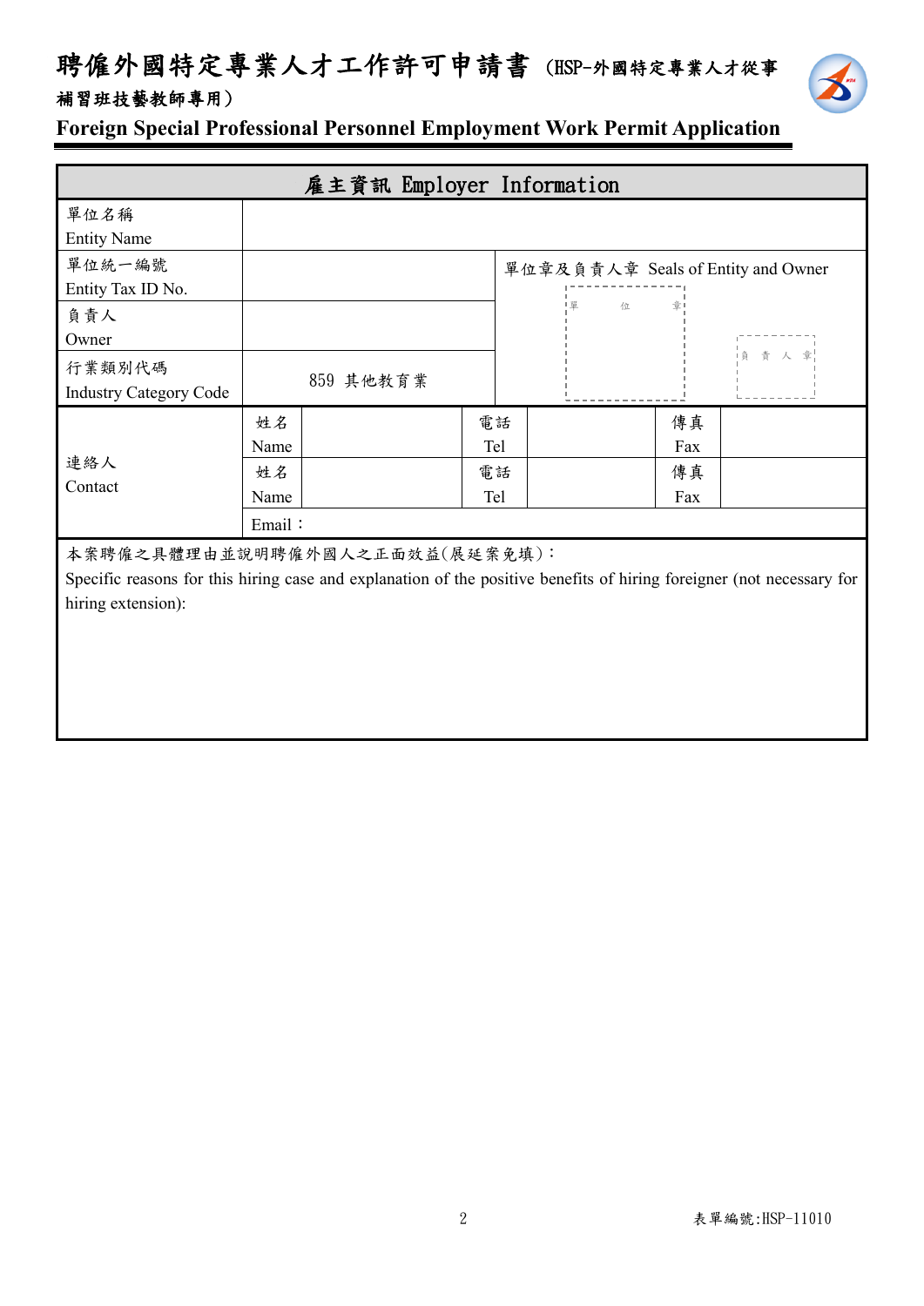# 聘僱外國特定專業人才工作許可申請書（HSP-外國特定專業人才從事補習班技藝教師專用）

## Foreign Special Professional Personnel Employment Work Permit Application

| 雇主資訊 Employer Information | | | | | | |
|---|---|---|---|---|---|---|
| 單位名稱<br>Entity Name | | | | | | |
| 單位統一編號<br>Entity Tax ID No. | | | 單位章及負責人章 Seals of Entity and Owner<br>單位章 負責人章 | | | |
| 負責人<br>Owner | | | | | | |
| 行業類別代碼<br>Industry Category Code | 859 其他教育業 | | | | | |
| 連絡人<br>Contact | 姓名<br>Name | | 電話<br>Tel | | 傳真<br>Fax | |
| | 姓名<br>Name | | 電話<br>Tel | | 傳真<br>Fax | |
| | Email： | | | | | |

本案聘僱之具體理由並說明聘僱外國人之正面效益(展延案免填)：
Specific reasons for this hiring case and explanation of the positive benefits of hiring foreigner (not necessary for hiring extension):

表單編號:HSP-11010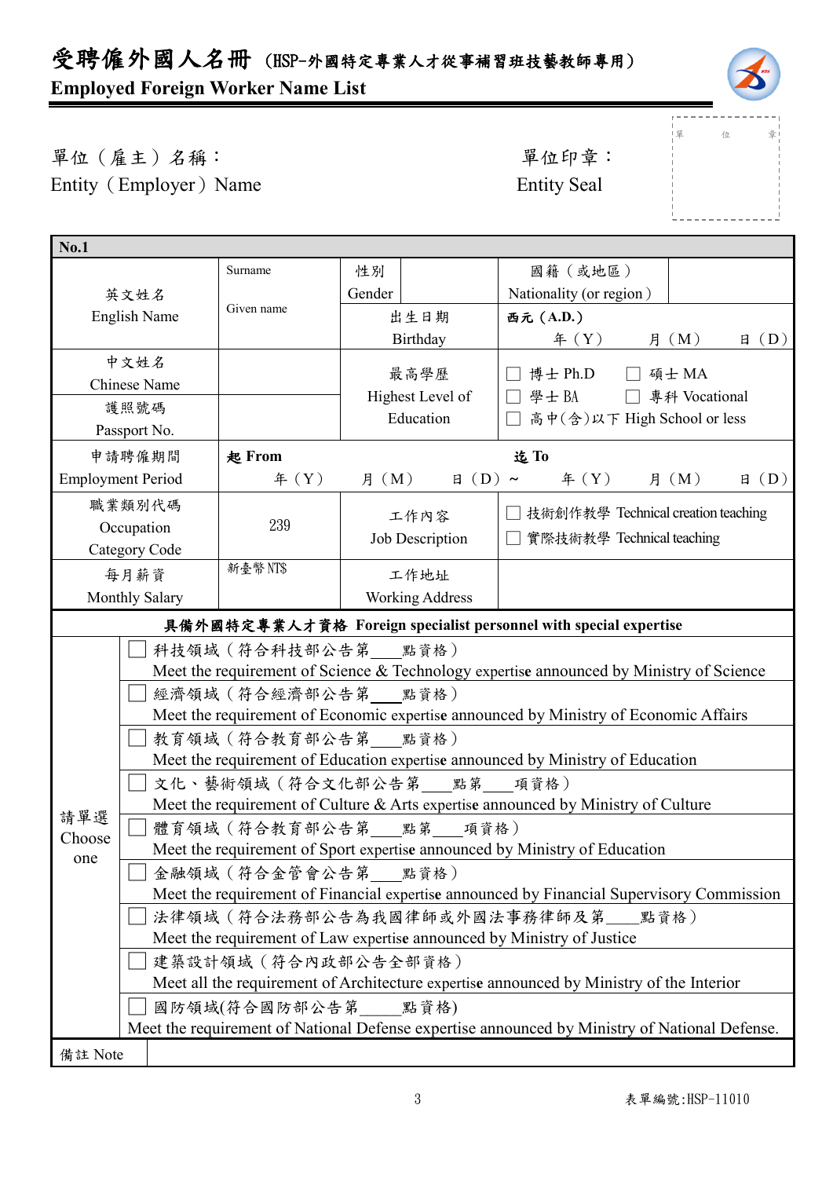# 受聘僱外國人名冊（HSP-外國特定專業人才從事補習班技藝教師專用）
**Employed Foreign Worker Name List**

單位（雇主）名稱：
Entity（Employer）Name

單位印章：
Entity Seal

單　位　章

| **No.1** | | | | | |
|---|---|---|---|---|---|
| 英文姓名<br>English Name | Surname<br><br>Given name | 性別<br>Gender | | 國籍（或地區）<br>Nationality (or region) | |
| | | 出生日期<br>Birthday | | **西元 (A.D.)**<br>年（Y） 月（M） 日（D） | |
| 中文姓名<br>Chinese Name | | 最高學歷<br>Highest Level of Education | | ☐ 博士 Ph.D ☐ 碩士 MA<br>☐ 學士 BA ☐ 專科 Vocational<br>☐ 高中(含)以下 High School or less | |
| 護照號碼<br>Passport No. | | | | | |
| 申請聘僱期間<br>Employment Period | **起 From**<br>年（Y） 月（M） 日（D）～ | | | **迄 To**<br>年（Y） 月（M） 日（D） | |
| 職業類別代碼<br>Occupation Category Code | 239 | 工作內容<br>Job Description | | ☐ 技術創作教學 Technical creation teaching<br>☐ 實際技術教學 Technical teaching | |
| 每月薪資<br>Monthly Salary | 新臺幣 NT$ | 工作地址<br>Working Address | | | |

| **具備外國特定專業人才資格 Foreign specialist personnel with special expertise** | |
|---|---|
| 請單選<br>Choose one | ☐ 科技領域（符合科技部公告第\_\_\_點資格）<br>Meet the requirement of Science & Technology expertise announced by Ministry of Science |
| | ☐ 經濟領域（符合經濟部公告第\_\_\_點資格）<br>Meet the requirement of Economic expertise announced by Ministry of Economic Affairs |
| | ☐ 教育領域（符合教育部公告第\_\_\_點資格）<br>Meet the requirement of Education expertise announced by Ministry of Education |
| | ☐ 文化、藝術領域（符合文化部公告第\_\_\_點第\_\_\_項資格）<br>Meet the requirement of Culture & Arts expertise announced by Ministry of Culture |
| | ☐ 體育領域（符合教育部公告第\_\_\_點第\_\_\_項資格）<br>Meet the requirement of Sport expertise announced by Ministry of Education |
| | ☐ 金融領域（符合金管會公告第\_\_\_點資格）<br>Meet the requirement of Financial expertise announced by Financial Supervisory Commission |
| | ☐ 法律領域（符合法務部公告為我國律師或外國法事務律師及第\_\_\_點資格）<br>Meet the requirement of Law expertise announced by Ministry of Justice |
| | ☐ 建築設計領域（符合內政部公告全部資格）<br>Meet all the requirement of Architecture expertise announced by Ministry of the Interior |
| | ☐ 國防領域(符合國防部公告第\_\_\_\_點資格)<br>Meet the requirement of National Defense expertise announced by Ministry of National Defense. |
| 備註 Note | |

表單編號:HSP-11010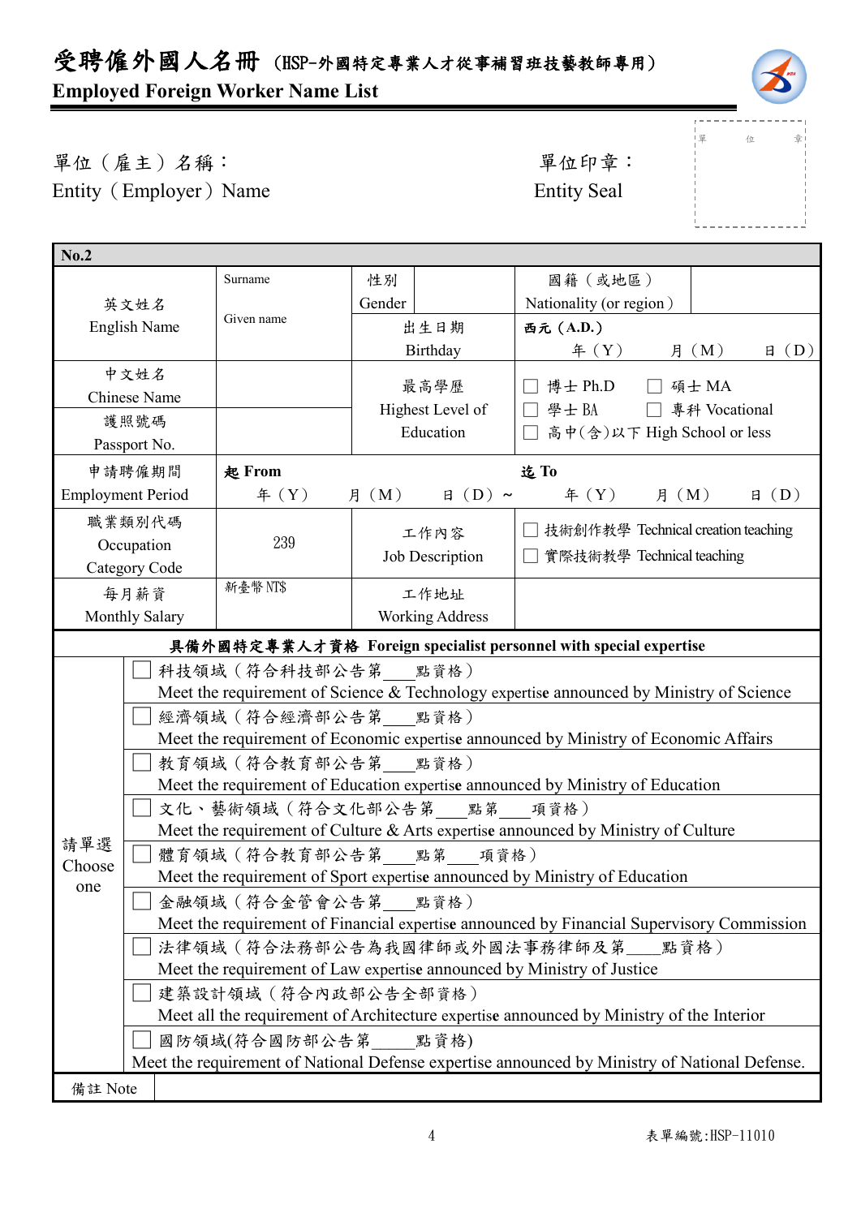# 受聘僱外國人名冊 (HSP-外國特定專業人才從事補習班技藝教師專用)

**Employed Foreign Worker Name List**

單位（雇主）名稱：
Entity（Employer）Name

單位印章：
Entity Seal

| 單 位 章 |
|---|
| |

| **No.2** | | | | | |
|---|---|---|---|---|---|
| 英文姓名<br>English Name | Surname<br><br>Given name | 性別<br>Gender | | 國籍（或地區）<br>Nationality (or region) | |
| | | 出生日期<br>Birthday | 西元 (A.D.)<br>年 (Y)　月 (M)　日 (D) | | |
| 中文姓名<br>Chinese Name | | 最高學歷<br>Highest Level of Education | ☐ 博士 Ph.D　☐ 碩士 MA<br>☐ 學士 BA　☐ 專科 Vocational<br>☐ 高中(含)以下 High School or less | | |
| 護照號碼<br>Passport No. | | | | | |
| 申請聘僱期間<br>Employment Period | 起 From<br>年 (Y)　月 (M)　日 (D) ~ | | 迄 To<br>年 (Y)　月 (M)　日 (D) | | |
| 職業類別代碼<br>Occupation Category Code | 239 | 工作內容<br>Job Description | ☐ 技術創作教學 Technical creation teaching<br>☐ 實際技術教學 Technical teaching | | |
| 每月薪資<br>Monthly Salary | 新臺幣 NT$ | 工作地址<br>Working Address | | | |

| **具備外國特定專業人才資格 Foreign specialist personnel with special expertise** | |
|---|---|
| 請單選<br>Choose one | ☐ 科技領域（符合科技部公告第___點資格）<br>Meet the requirement of Science & Technology expertise announced by Ministry of Science |
| | ☐ 經濟領域（符合經濟部公告第___點資格）<br>Meet the requirement of Economic expertise announced by Ministry of Economic Affairs |
| | ☐ 教育領域（符合教育部公告第___點資格）<br>Meet the requirement of Education expertise announced by Ministry of Education |
| | ☐ 文化、藝術領域（符合文化部公告第___點第___項資格）<br>Meet the requirement of Culture & Arts expertise announced by Ministry of Culture |
| | ☐ 體育領域（符合教育部公告第___點第___項資格）<br>Meet the requirement of Sport expertise announced by Ministry of Education |
| | ☐ 金融領域（符合金管會公告第___點資格）<br>Meet the requirement of Financial expertise announced by Financial Supervisory Commission |
| | ☐ 法律領域（符合法務部公告為我國律師或外國法事務律師及第___點資格）<br>Meet the requirement of Law expertise announced by Ministry of Justice |
| | ☐ 建築設計領域（符合內政部公告全部資格）<br>Meet all the requirement of Architecture expertise announced by Ministry of the Interior |
| | ☐ 國防領域(符合國防部公告第____點資格)<br>Meet the requirement of National Defense expertise announced by Ministry of National Defense. |
| 備註 Note | |

表單編號:HSP-11010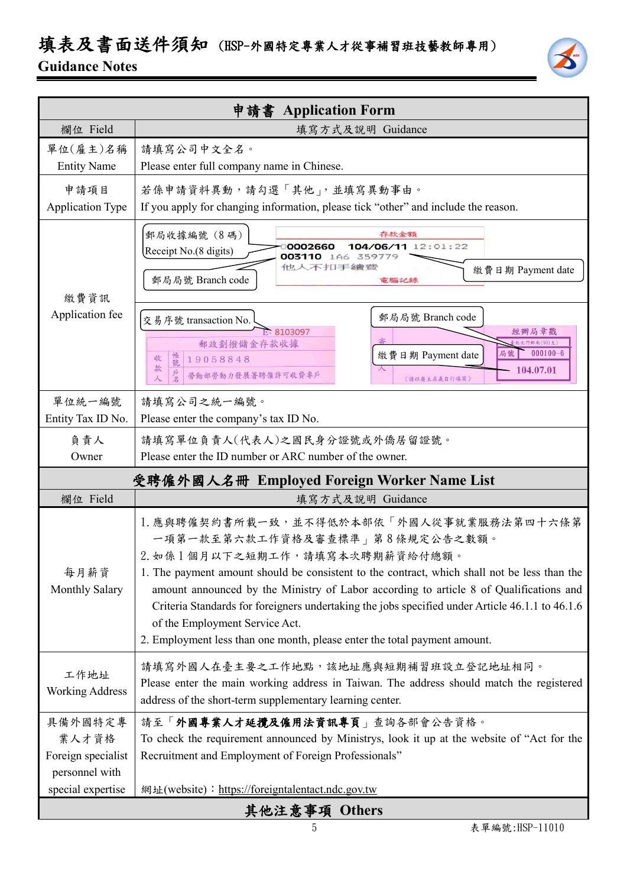# 填表及書面送件須知（HSP-外國特定專業人才從事補習班技藝教師專用）
## Guidance Notes

| 申請書 Application Form | |
|---|---|
| 欄位 Field | 填寫方式及說明 Guidance |
| 單位(雇主)名稱<br>Entity Name | 請填寫公司中文全名。<br>Please enter full company name in Chinese. |
| 申請項目<br>Application Type | 若係申請資料異動，請勾選「其他」，並填寫異動事由。<br>If you apply for changing information, please tick "other" and include the reason. |
| 繳費資訊<br>Application fee | 郵局收據編號（8碼）Receipt No.(8 digits)<br>郵局局號 Branch code<br>繳費日期 Payment date<br>存款金額<br>00002660 104/06/11 12:01:22<br>003110 1A6 359779<br>他人不扣手續費<br>電腦記錄<br><br>交易序號 transaction No.<br>郵局局號 Branch code<br>繳費日期 Payment date<br>E- 8103097<br>郵政劃撥儲金存款收據<br>收款人 帳號 19058848<br>戶名 勞動部勞動力發展署聘僱許可收費專戶<br>經辦局章戳<br>局號 000100-6<br>104.07.01<br>（請以雇主名義自行填寫） |
| 單位統一編號<br>Entity Tax ID No. | 請填寫公司之統一編號。<br>Please enter the company's tax ID No. |
| 負責人<br>Owner | 請填寫單位負責人(代表人)之國民身分證號或外僑居留證號。<br>Please enter the ID number or ARC number of the owner. |

| 受聘僱外國人名冊 Employed Foreign Worker Name List | |
|---|---|
| 欄位 Field | 填寫方式及說明 Guidance |
| 每月薪資<br>Monthly Salary | 1. 應與聘僱契約書所載一致，並不得低於本部依「外國人從事就業服務法第四十六條第一項第一款至第六款工作資格及審查標準」第8條規定公告之數額。<br>2. 如係1個月以下之短期工作，請填寫本次聘期薪資給付總額。<br>1. The payment amount should be consistent to the contract, which shall not be less than the amount announced by the Ministry of Labor according to article 8 of Qualifications and Criteria Standards for foreigners undertaking the jobs specified under Article 46.1.1 to 46.1.6 of the Employment Service Act.<br>2. Employment less than one month, please enter the total payment amount. |
| 工作地址<br>Working Address | 請填寫外國人在臺主要之工作地點，該地址應與短期補習班設立登記地址相同。<br>Please enter the main working address in Taiwan. The address should match the registered address of the short-term supplementary learning center. |
| 具備外國特定專業人才資格<br>Foreign specialist personnel with special expertise | 請至「**外國專業人才延攬及僱用法資訊專頁**」查詢各部會公告資格。<br>To check the requirement announced by Ministrys, look it up at the website of "Act for the Recruitment and Employment of Foreign Professionals"<br><br>網址(website)：https://foreigntalentact.ndc.gov.tw |

## 其他注意事項 Others

表單編號:HSP-11010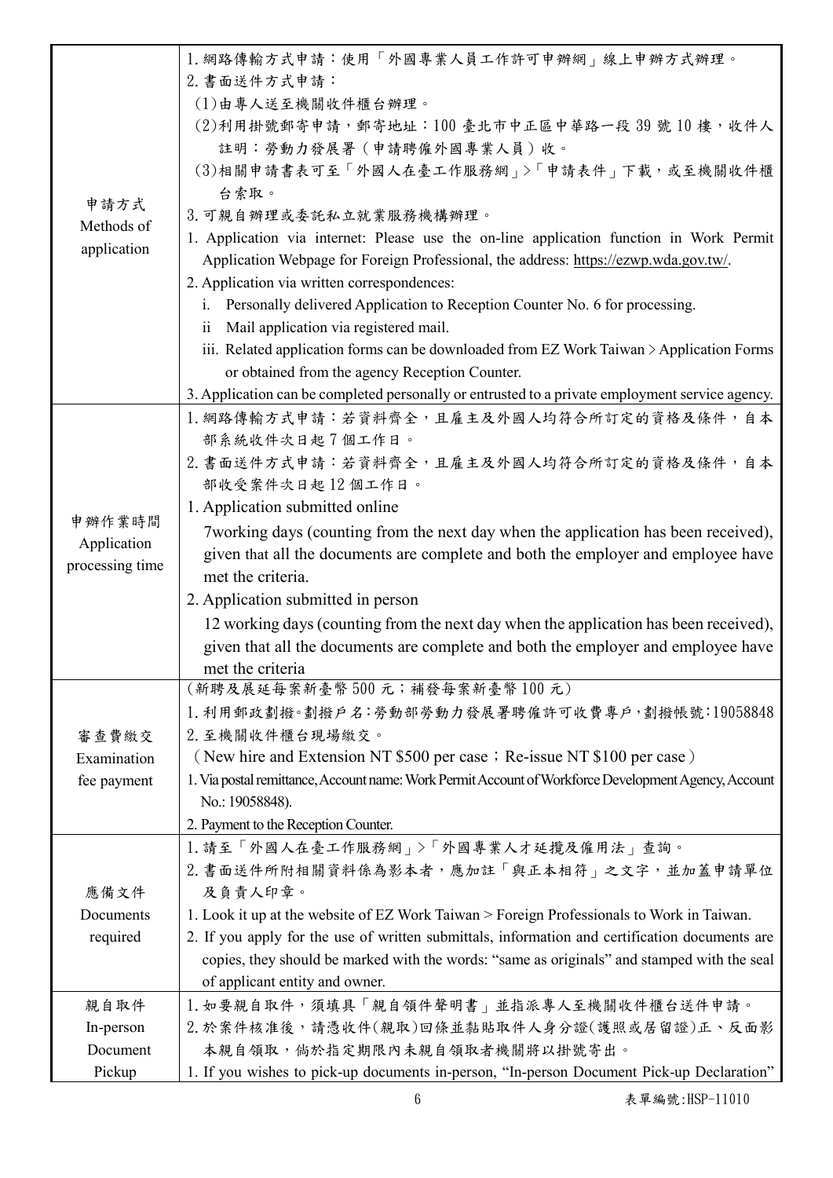| | |
|---|---|
| 申請方式<br>Methods of application | 1.網路傳輸方式申請：使用「外國專業人員工作許可申辦網」線上申辦方式辦理。<br>2.書面送件方式申請：<br>(1)由專人送至機關收件櫃台辦理。<br>(2)利用掛號郵寄申請，郵寄地址：100 臺北市中正區中華路一段 39 號 10 樓，收件人註明：勞動力發展署（申請聘僱外國專業人員）收。<br>(3)相關申請書表可至「外國人在臺工作服務網」>「申請表件」下載，或至機關收件櫃台索取。<br>3.可親自辦理或委託私立就業服務機構辦理。<br>1. Application via internet: Please use the on-line application function in Work Permit Application Webpage for Foreign Professional, the address: https://ezwp.wda.gov.tw/.<br>2. Application via written correspondences:<br>i. Personally delivered Application to Reception Counter No. 6 for processing.<br>ii Mail application via registered mail.<br>iii. Related application forms can be downloaded from EZ Work Taiwan > Application Forms or obtained from the agency Reception Counter.<br>3. Application can be completed personally or entrusted to a private employment service agency. |
| 申辦作業時間<br>Application processing time | 1.網路傳輸方式申請：若資料齊全，且雇主及外國人均符合所訂定的資格及條件，自本部系統收件次日起 7 個工作日。<br>2.書面送件方式申請：若資料齊全，且雇主及外國人均符合所訂定的資格及條件，自本部收受案件次日起 12 個工作日。<br>1. Application submitted online<br>7working days (counting from the next day when the application has been received), given that all the documents are complete and both the employer and employee have met the criteria.<br>2. Application submitted in person<br>12 working days (counting from the next day when the application has been received), given that all the documents are complete and both the employer and employee have met the criteria |
| 審查費繳交<br>Examination fee payment | (新聘及展延每案新臺幣 500 元；補發每案新臺幣 100 元)<br>1.利用郵政劃撥。劃撥戶名：勞動部勞動力發展署聘僱許可收費專戶，劃撥帳號：19058848<br>2.至機關收件櫃台現場繳交。<br>（New hire and Extension NT $500 per case；Re-issue NT $100 per case）<br>1. Via postal remittance, Account name: Work Permit Account of Workforce Development Agency, Account No.: 19058848).<br>2. Payment to the Reception Counter. |
| 應備文件<br>Documents required | 1.請至「外國人在臺工作服務網」>「外國專業人才延攬及僱用法」查詢。<br>2.書面送件所附相關資料係為影本者，應加註「與正本相符」之文字，並加蓋申請單位及負責人印章。<br>1. Look it up at the website of EZ Work Taiwan > Foreign Professionals to Work in Taiwan.<br>2. If you apply for the use of written submittals, information and certification documents are copies, they should be marked with the words: "same as originals" and stamped with the seal of applicant entity and owner. |
| 親自取件<br>In-person Document Pickup | 1.如要親自取件，須填具「親自領件聲明書」並指派專人至機關收件櫃台送件申請。<br>2.於案件核准後，請憑收件(親取)回條並黏貼取件人身分證(護照或居留證)正、反面影本親自領取，倘於指定期限內未親自領取者機關將以掛號寄出。<br>1. If you wishes to pick-up documents in-person, "In-person Document Pick-up Declaration" |

表單編號:HSP-11010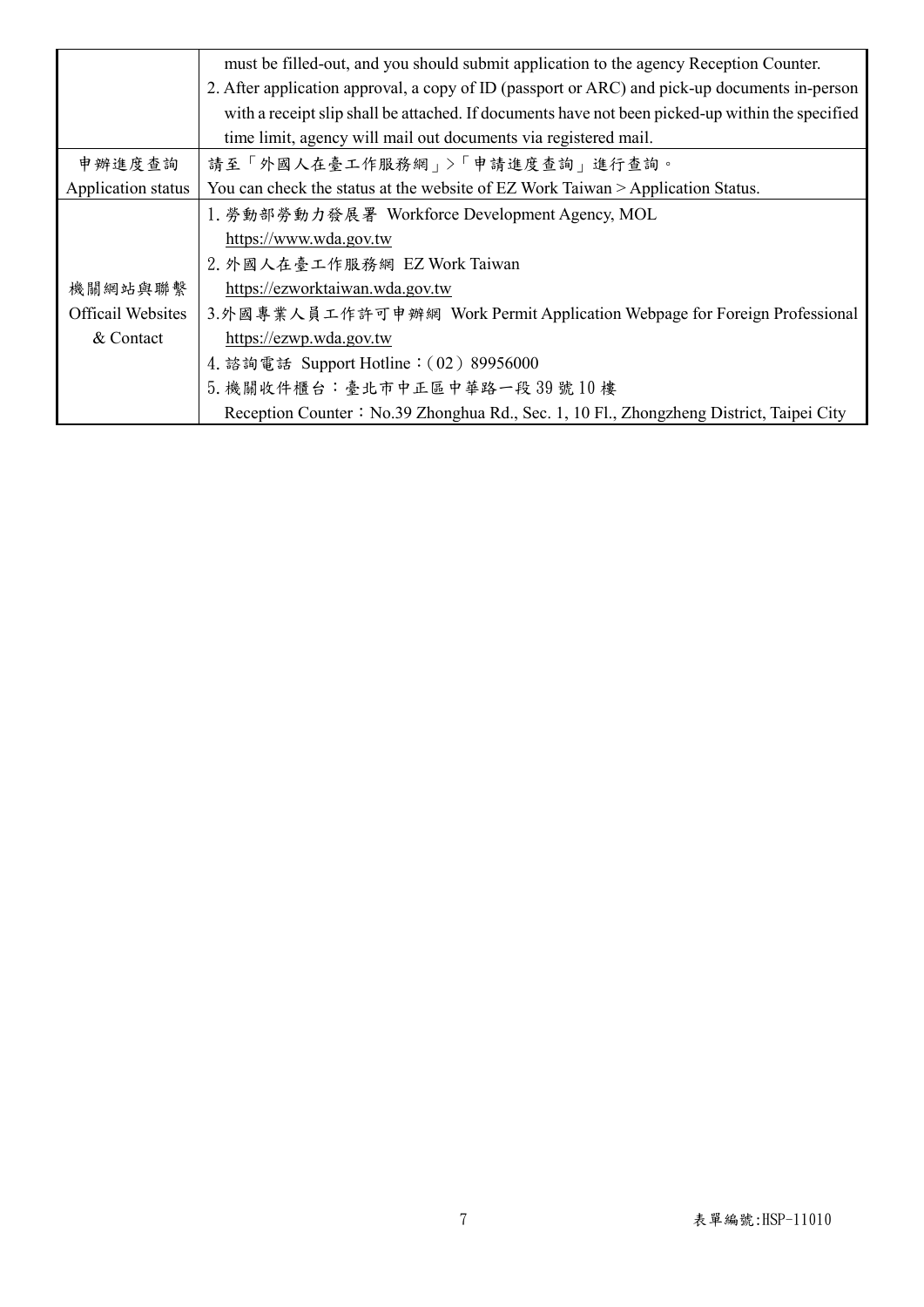| | |
|---|---|
| | must be filled-out, and you should submit application to the agency Reception Counter.<br>2. After application approval, a copy of ID (passport or ARC) and pick-up documents in-person with a receipt slip shall be attached. If documents have not been picked-up within the specified time limit, agency will mail out documents via registered mail. |
| 申辦進度查詢<br>Application status | 請至「外國人在臺工作服務網」>「申請進度查詢」進行查詢。<br>You can check the status at the website of EZ Work Taiwan > Application Status. |
| 機關網站與聯繫<br>Officail Websites & Contact | 1. 勞動部勞動力發展署 Workforce Development Agency, MOL<br>https://www.wda.gov.tw<br>2. 外國人在臺工作服務網 EZ Work Taiwan<br>https://ezworktaiwan.wda.gov.tw<br>3.外國專業人員工作許可申辦網 Work Permit Application Webpage for Foreign Professional<br>https://ezwp.wda.gov.tw<br>4. 諮詢電話 Support Hotline：(02) 89956000<br>5. 機關收件櫃台：臺北市中正區中華路一段 39 號 10 樓<br>Reception Counter：No.39 Zhonghua Rd., Sec. 1, 10 Fl., Zhongzheng District, Taipei City |

表單編號:HSP-11010